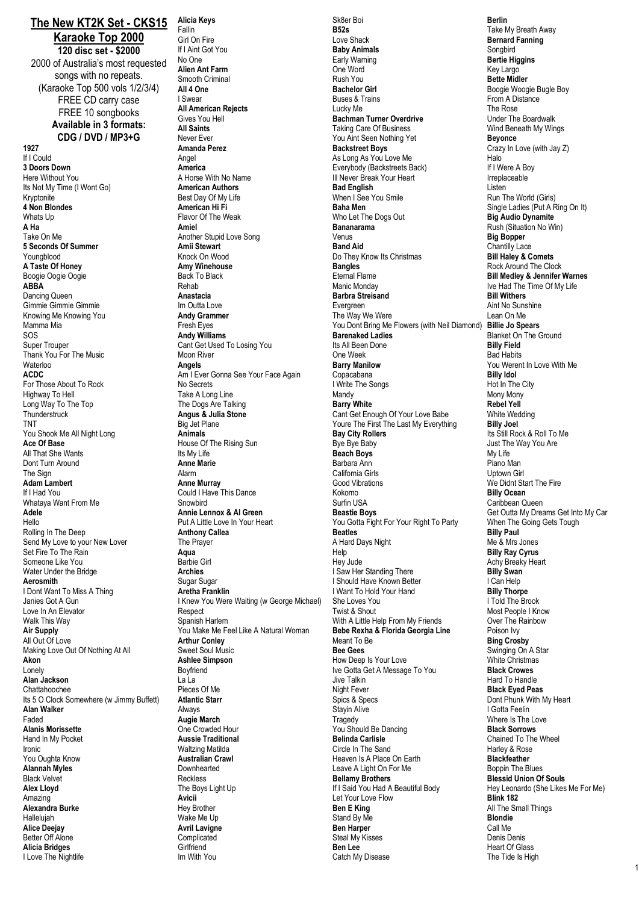# The New KT2K Set - CKS15

## Karaoke Top 2000

**120 disc set - $2000**

2000 of Australia's most requested songs with no repeats.
(Karaoke Top 500 vols 1/2/3/4)
FREE CD carry case
FREE 10 songbooks

**Available in 3 formats:**
**CDG / DVD / MP3+G**

**1927**
If I Could
**3 Doors Down**
Here Without You
Its Not My Time (I Wont Go)
Kryptonite
**4 Non Blondes**
Whats Up
**A Ha**
Take On Me
**5 Seconds Of Summer**
Youngblood
**A Taste Of Honey**
Boogie Oogie Oogie
**ABBA**
Dancing Queen
Gimmie Gimmie Gimmie
Knowing Me Knowing You
Mamma Mia
SOS
Super Trouper
Thank You For The Music
Waterloo
**ACDC**
For Those About To Rock
Highway To Hell
Long Way To The Top
Thunderstruck
TNT
You Shook Me All Night Long
**Ace Of Base**
All That She Wants
Dont Turn Around
The Sign
**Adam Lambert**
If I Had You
Whataya Want From Me
**Adele**
Hello
Rolling In The Deep
Send My Love to your New Lover
Set Fire To The Rain
Someone Like You
Water Under the Bridge
**Aerosmith**
I Dont Want To Miss A Thing
Janies Got A Gun
Love In An Elevator
Walk This Way
**Air Supply**
All Out Of Love
Making Love Out Of Nothing At All
**Akon**
Lonely
**Alan Jackson**
Chattahoochee
Its 5 O Clock Somewhere (w Jimmy Buffett)
**Alan Walker**
Faded
**Alanis Morissette**
Hand In My Pocket
Ironic
You Oughta Know
**Alannah Myles**
Black Velvet
**Alex Lloyd**
Amazing
**Alexandra Burke**
Hallelujah
**Alice Deejay**
Better Off Alone
**Alicia Bridges**
I Love The Nightlife
**Alicia Keys**
Fallin
Girl On Fire
If I Aint Got You
No One
**Alien Ant Farm**
Smooth Criminal
**All 4 One**
I Swear
**All American Rejects**
Gives You Hell
**All Saints**
Never Ever
**Amanda Perez**
Angel
**America**
A Horse With No Name
**American Authors**
Best Day Of My Life
**American Hi Fi**
Flavor Of The Week
**Amiel**
Another Stupid Love Song
**Amii Stewart**
Knock On Wood
**Amy Winehouse**
Back To Black
Rehab
**Anastacia**
Im Outta Love
**Andy Grammer**
Fresh Eyes
**Andy Williams**
Cant Get Used To Losing You
Moon River
**Angels**
Am I Ever Gonna See Your Face Again
No Secrets
Take A Long Line
The Dogs Are Talking
**Angus & Julia Stone**
Big Jet Plane
**Animals**
House Of The Rising Sun
Its My Life
**Anne Marie**
Alarm
**Anne Murray**
Could I Have This Dance
Snowbird
**Annie Lennox & Al Green**
Put A Little Love In Your Heart
**Anthony Callea**
The Prayer
**Aqua**
Barbie Girl
**Archies**
Sugar Sugar
**Aretha Franklin**
I Knew You Were Waiting (w George Michael)
Respect
Spanish Harlem
You Make Me Feel Like A Natural Woman
**Arthur Conley**
Sweet Soul Music
**Ashlee Simpson**
Boyfriend
La La
Pieces Of Me
**Atlantic Starr**
Always
**Augie March**
One Crowded Hour
**Aussie Traditional**
Waltzing Matilda
**Australian Crawl**
Downhearted
Reckless
The Boys Light Up
**Avicii**
Hey Brother
Wake Me Up
**Avril Lavigne**
Complicated
Girlfriend
Im With You
Sk8er Boi
**B52s**
Love Shack
**Baby Animals**
Early Warning
One Word
Rush You
**Bachelor Girl**
Buses & Trains
Lucky Me
**Bachman Turner Overdrive**
Taking Care Of Business
You Aint Seen Nothing Yet
**Backstreet Boys**
As Long As You Love Me
Everybody (Backstreets Back)
Ill Never Break Your Heart
**Bad English**
When I See You Smile
**Baha Men**
Who Let The Dogs Out
**Bananarama**
Venus
**Band Aid**
Do They Know Its Christmas
**Bangles**
Eternal Flame
Manic Monday
**Barbra Streisand**
Evergreen
The Way We Were
You Dont Bring Me Flowers (with Neil Diamond)
**Barenaked Ladies**
Its All Been Done
One Week
**Barry Manilow**
Copacabana
I Write The Songs
Mandy
**Barry White**
Cant Get Enough Of Your Love Babe
Youre The First The Last My Everything
**Bay City Rollers**
Bye Bye Baby
**Beach Boys**
Barbara Ann
California Girls
Good Vibrations
Kokomo
Surfin USA
**Beastie Boys**
You Gotta Fight For Your Right To Party
**Beatles**
A Hard Days Night
Help
Hey Jude
I Saw Her Standing There
I Should Have Known Better
I Want To Hold Your Hand
She Loves You
Twist & Shout
With A Little Help From My Friends
**Bebe Rexha & Florida Georgia Line**
Meant To Be
**Bee Gees**
How Deep Is Your Love
Ive Gotta Get A Message To You
Jive Talkin
Night Fever
Spics & Specs
Stayin Alive
Tragedy
You Should Be Dancing
**Belinda Carlisle**
Circle In The Sand
Heaven Is A Place On Earth
Leave A Light On For Me
**Bellamy Brothers**
If I Said You Had A Beautiful Body
Let Your Love Flow
**Ben E King**
Stand By Me
**Ben Harper**
Steal My Kisses
**Ben Lee**
Catch My Disease
**Berlin**
Take My Breath Away
**Bernard Fanning**
Songbird
**Bertie Higgins**
Key Largo
**Bette Midler**
Boogie Woogie Bugle Boy
From A Distance
The Rose
Under The Boardwalk
Wind Beneath My Wings
**Beyonce**
Crazy In Love (with Jay Z)
Halo
If I Were A Boy
Irreplaceable
Listen
Run The World (Girls)
Single Ladies (Put A Ring On It)
**Big Audio Dynamite**
Rush (Situation No Win)
**Big Bopper**
Chantilly Lace
**Bill Haley & Comets**
Rock Around The Clock
**Bill Medley & Jennifer Warnes**
Ive Had The Time Of My Life
**Bill Withers**
Aint No Sunshine
Lean On Me
**Billie Jo Spears**
Blanket On The Ground
**Billy Field**
Bad Habits
You Werent In Love With Me
**Billy Idol**
Hot In The City
Mony Mony
**Rebel Yell**
White Wedding
**Billy Joel**
Its Still Rock & Roll To Me
Just The Way You Are
My Life
Piano Man
Uptown Girl
We Didnt Start The Fire
**Billy Ocean**
Caribbean Queen
Get Outta My Dreams Get Into My Car
When The Going Gets Tough
**Billy Paul**
Me & Mrs Jones
**Billy Ray Cyrus**
Achy Breaky Heart
**Billy Swan**
I Can Help
**Billy Thorpe**
I Told The Brook
Most People I Know
Over The Rainbow
Poison Ivy
**Bing Crosby**
Swinging On A Star
White Christmas
**Black Crowes**
Hard To Handle
**Black Eyed Peas**
Dont Phunk With My Heart
I Gotta Feelin
Where Is The Love
**Black Sorrows**
Chained To The Wheel
Harley & Rose
**Blackfeather**
Boppin The Blues
**Blessid Union Of Souls**
Hey Leonardo (She Likes Me For Me)
**Blink 182**
All The Small Things
**Blondie**
Call Me
Denis Denis
Heart Of Glass
The Tide Is High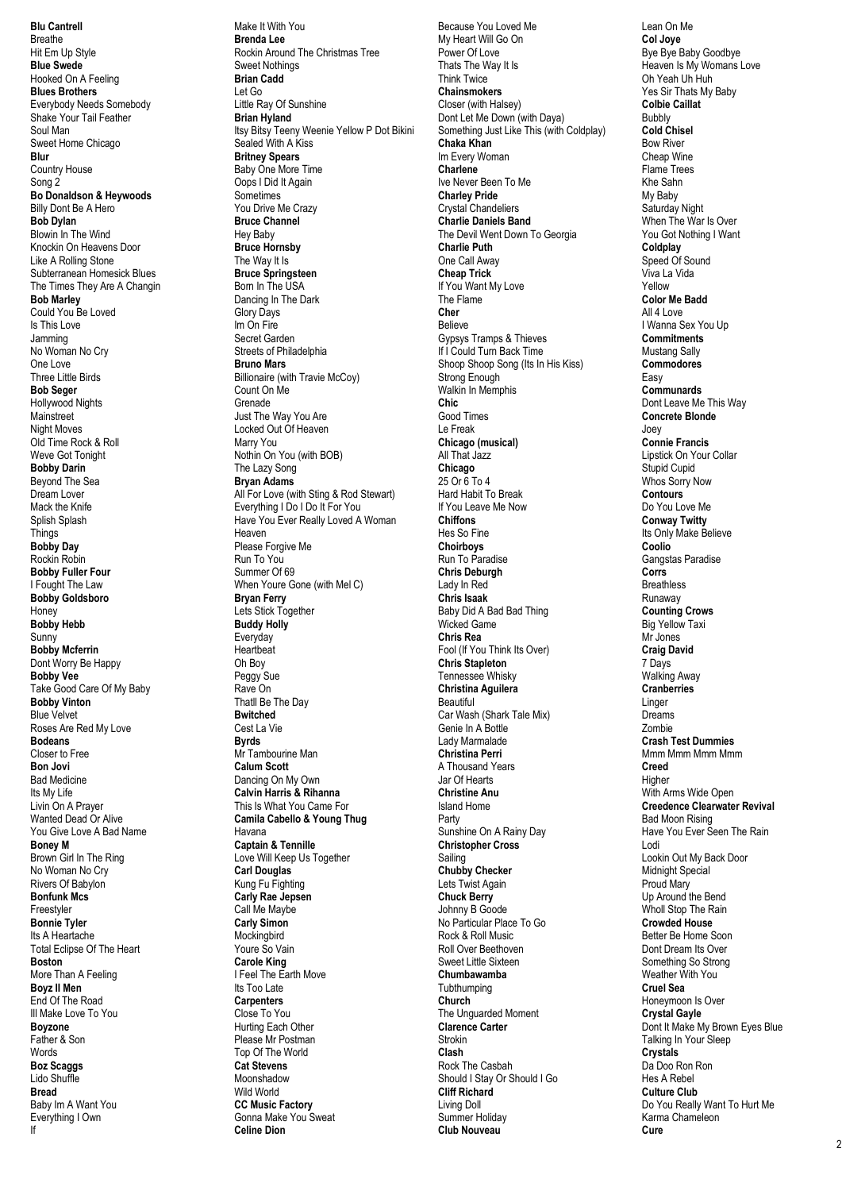**Blu Cantrell**
Breathe
Hit Em Up Style
**Blue Swede**
Hooked On A Feeling
**Blues Brothers**
Everybody Needs Somebody
Shake Your Tail Feather
Soul Man
Sweet Home Chicago
**Blur**
Country House
Song 2
**Bo Donaldson & Heywoods**
Billy Dont Be A Hero
**Bob Dylan**
Blowin In The Wind
Knockin On Heavens Door
Like A Rolling Stone
Subterranean Homesick Blues
The Times They Are A Changin
**Bob Marley**
Could You Be Loved
Is This Love
Jamming
No Woman No Cry
One Love
Three Little Birds
**Bob Seger**
Hollywood Nights
Mainstreet
Night Moves
Old Time Rock & Roll
Weve Got Tonight
**Bobby Darin**
Beyond The Sea
Dream Lover
Mack the Knife
Splish Splash
Things
**Bobby Day**
Rockin Robin
**Bobby Fuller Four**
I Fought The Law
**Bobby Goldsboro**
Honey
**Bobby Hebb**
Sunny
**Bobby Mcferrin**
Dont Worry Be Happy
**Bobby Vee**
Take Good Care Of My Baby
**Bobby Vinton**
Blue Velvet
Roses Are Red My Love
**Bodeans**
Closer to Free
**Bon Jovi**
Bad Medicine
Its My Life
Livin On A Prayer
Wanted Dead Or Alive
You Give Love A Bad Name
**Boney M**
Brown Girl In The Ring
No Woman No Cry
Rivers Of Babylon
**Bonfunk Mcs**
Freestyler
**Bonnie Tyler**
Its A Heartache
Total Eclipse Of The Heart
**Boston**
More Than A Feeling
**Boyz II Men**
End Of The Road
Ill Make Love To You
**Boyzone**
Father & Son
Words
**Boz Scaggs**
Lido Shuffle
**Bread**
Baby Im A Want You
Everything I Own
If
Make It With You
**Brenda Lee**
Rockin Around The Christmas Tree
Sweet Nothings
**Brian Cadd**
Let Go
Little Ray Of Sunshine
**Brian Hyland**
Itsy Bitsy Teeny Weenie Yellow P Dot Bikini
Sealed With A Kiss
**Britney Spears**
Baby One More Time
Oops I Did It Again
Sometimes
You Drive Me Crazy
**Bruce Channel**
Hey Baby
**Bruce Hornsby**
The Way It Is
**Bruce Springsteen**
Born In The USA
Dancing In The Dark
Glory Days
Im On Fire
Secret Garden
Streets of Philadelphia
**Bruno Mars**
Billionaire (with Travie McCoy)
Count On Me
Grenade
Just The Way You Are
Locked Out Of Heaven
Marry You
Nothin On You (with BOB)
The Lazy Song
**Bryan Adams**
All For Love (with Sting & Rod Stewart)
Everything I Do I Do It For You
Have You Ever Really Loved A Woman
Heaven
Please Forgive Me
Run To You
Summer Of 69
When Youre Gone (with Mel C)
**Bryan Ferry**
Lets Stick Together
**Buddy Holly**
Everyday
Heartbeat
Oh Boy
Peggy Sue
Rave On
Thatll Be The Day
**Bwitched**
Cest La Vie
**Byrds**
Mr Tambourine Man
**Calum Scott**
Dancing On My Own
**Calvin Harris & Rihanna**
This Is What You Came For
**Camila Cabello & Young Thug**
Havana
**Captain & Tennille**
Love Will Keep Us Together
**Carl Douglas**
Kung Fu Fighting
**Carly Rae Jepsen**
Call Me Maybe
**Carly Simon**
Mockingbird
Youre So Vain
**Carole King**
I Feel The Earth Move
Its Too Late
**Carpenters**
Close To You
Hurting Each Other
Please Mr Postman
Top Of The World
**Cat Stevens**
Moonshadow
Wild World
**CC Music Factory**
Gonna Make You Sweat
**Celine Dion**
Because You Loved Me
My Heart Will Go On
Power Of Love
Thats The Way It Is
Think Twice
**Chainsmokers**
Closer (with Halsey)
Dont Let Me Down (with Daya)
Something Just Like This (with Coldplay)
**Chaka Khan**
Im Every Woman
**Charlene**
Ive Never Been To Me
**Charley Pride**
Crystal Chandeliers
**Charlie Daniels Band**
The Devil Went Down To Georgia
**Charlie Puth**
One Call Away
**Cheap Trick**
If You Want My Love
The Flame
**Cher**
Believe
Gypsys Tramps & Thieves
If I Could Turn Back Time
Shoop Shoop Song (Its In His Kiss)
Strong Enough
Walkin In Memphis
**Chic**
Good Times
Le Freak
**Chicago (musical)**
All That Jazz
**Chicago**
25 Or 6 To 4
Hard Habit To Break
If You Leave Me Now
**Chiffons**
Hes So Fine
**Choirboys**
Run To Paradise
**Chris Deburgh**
Lady In Red
**Chris Isaak**
Baby Did A Bad Bad Thing
Wicked Game
**Chris Rea**
Fool (If You Think Its Over)
**Chris Stapleton**
Tennessee Whisky
**Christina Aguilera**
Beautiful
Car Wash (Shark Tale Mix)
Genie In A Bottle
Lady Marmalade
**Christina Perri**
A Thousand Years
Jar Of Hearts
**Christine Anu**
Island Home
Party
Sunshine On A Rainy Day
**Christopher Cross**
Sailing
**Chubby Checker**
Lets Twist Again
**Chuck Berry**
Johnny B Goode
No Particular Place To Go
Rock & Roll Music
Roll Over Beethoven
Sweet Little Sixteen
**Chumbawamba**
Tubthumping
**Church**
The Unguarded Moment
**Clarence Carter**
Strokin
**Clash**
Rock The Casbah
Should I Stay Or Should I Go
**Cliff Richard**
Living Doll
Summer Holiday
**Club Nouveau**
Lean On Me
**Col Joye**
Bye Bye Baby Goodbye
Heaven Is My Womans Love
Oh Yeah Uh Huh
Yes Sir Thats My Baby
**Colbie Caillat**
Bubbly
**Cold Chisel**
Bow River
Cheap Wine
Flame Trees
Khe Sahn
My Baby
Saturday Night
When The War Is Over
You Got Nothing I Want
**Coldplay**
Speed Of Sound
Viva La Vida
Yellow
**Color Me Badd**
All 4 Love
I Wanna Sex You Up
**Commitments**
Mustang Sally
**Commodores**
Easy
**Communards**
Dont Leave Me This Way
**Concrete Blonde**
Joey
**Connie Francis**
Lipstick On Your Collar
Stupid Cupid
Whos Sorry Now
**Contours**
Do You Love Me
**Conway Twitty**
Its Only Make Believe
**Coolio**
Gangstas Paradise
**Corrs**
Breathless
Runaway
**Counting Crows**
Big Yellow Taxi
Mr Jones
**Craig David**
7 Days
Walking Away
**Cranberries**
Linger
Dreams
Zombie
**Crash Test Dummies**
Mmm Mmm Mmm Mmm
**Creed**
Higher
With Arms Wide Open
**Creedence Clearwater Revival**
Bad Moon Rising
Have You Ever Seen The Rain
Lodi
Lookin Out My Back Door
Midnight Special
Proud Mary
Up Around the Bend
Wholl Stop The Rain
**Crowded House**
Better Be Home Soon
Dont Dream Its Over
Something So Strong
Weather With You
**Cruel Sea**
Honeymoon Is Over
**Crystal Gayle**
Dont It Make My Brown Eyes Blue
Talking In Your Sleep
**Crystals**
Da Doo Ron Ron
Hes A Rebel
**Culture Club**
Do You Really Want To Hurt Me
Karma Chameleon
**Cure**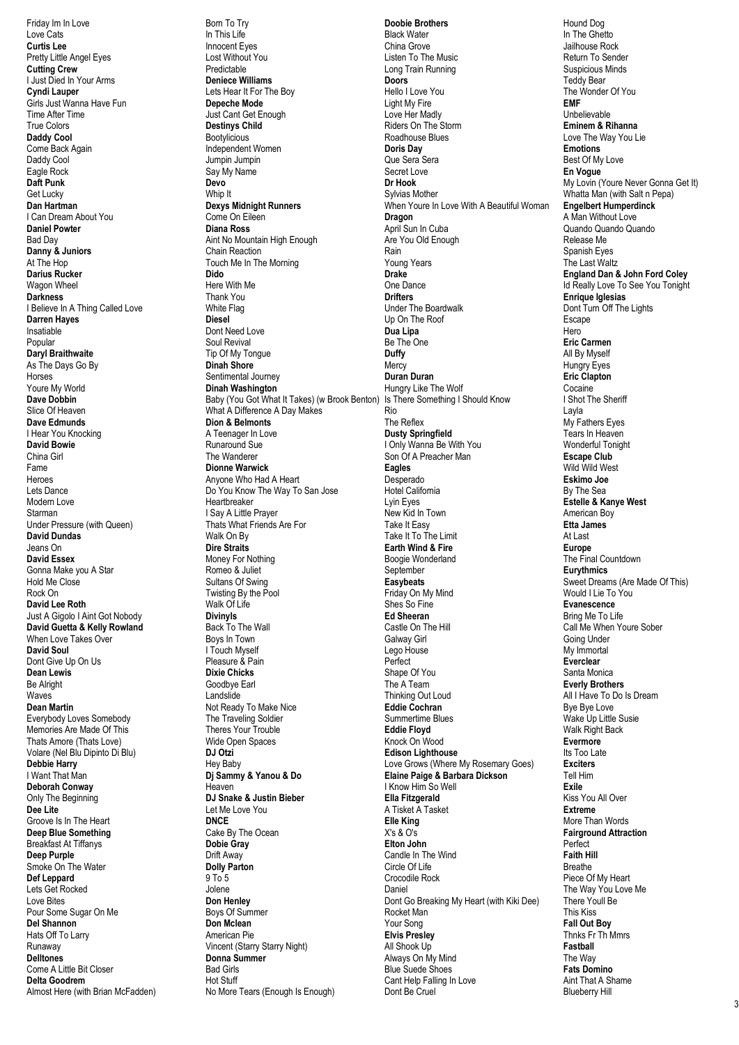Friday Im In Love
Love Cats
**Curtis Lee**
Pretty Little Angel Eyes
**Cutting Crew**
I Just Died In Your Arms
**Cyndi Lauper**
Girls Just Wanna Have Fun
Time After Time
True Colors
**Daddy Cool**
Come Back Again
Daddy Cool
Eagle Rock
**Daft Punk**
Get Lucky
**Dan Hartman**
I Can Dream About You
**Daniel Powter**
Bad Day
**Danny & Juniors**
At The Hop
**Darius Rucker**
Wagon Wheel
**Darkness**
I Believe In A Thing Called Love
**Darren Hayes**
Insatiable
Popular
**Daryl Braithwaite**
As The Days Go By
Horses
Youre My World
**Dave Dobbin**
Slice Of Heaven
**Dave Edmunds**
I Hear You Knocking
**David Bowie**
China Girl
Fame
Heroes
Lets Dance
Modern Love
Starman
Under Pressure (with Queen)
**David Dundas**
Jeans On
**David Essex**
Gonna Make you A Star
Hold Me Close
Rock On
**David Lee Roth**
Just A Gigolo I Aint Got Nobody
**David Guetta & Kelly Rowland**
When Love Takes Over
**David Soul**
Dont Give Up On Us
**Dean Lewis**
Be Alright
Waves
**Dean Martin**
Everybody Loves Somebody
Memories Are Made Of This
Thats Amore (Thats Love)
Volare (Nel Blu Dipinto Di Blu)
**Debbie Harry**
I Want That Man
**Deborah Conway**
Only The Beginning
**Dee Lite**
Groove Is In The Heart
**Deep Blue Something**
Breakfast At Tiffanys
**Deep Purple**
Smoke On The Water
**Def Leppard**
Lets Get Rocked
Love Bites
Pour Some Sugar On Me
**Del Shannon**
Hats Off To Larry
Runaway
**Delltones**
Come A Little Bit Closer
**Delta Goodrem**
Almost Here (with Brian McFadden)
Born To Try
In This Life
Innocent Eyes
Lost Without You
Predictable
**Deniece Williams**
Lets Hear It For The Boy
**Depeche Mode**
Just Cant Get Enough
**Destinys Child**
Bootylicious
Independent Women
Jumpin Jumpin
Say My Name
**Devo**
Whip It
**Dexys Midnight Runners**
Come On Eileen
**Diana Ross**
Aint No Mountain High Enough
Chain Reaction
Touch Me In The Morning
**Dido**
Here With Me
Thank You
White Flag
**Diesel**
Dont Need Love
Soul Revival
Tip Of My Tongue
**Dinah Shore**
Sentimental Journey
**Dinah Washington**
Baby (You Got What It Takes) (w Brook Benton)
What A Difference A Day Makes
**Dion & Belmonts**
A Teenager In Love
Runaround Sue
The Wanderer
**Dionne Warwick**
Anyone Who Had A Heart
Do You Know The Way To San Jose
Heartbreaker
I Say A Little Prayer
Thats What Friends Are For
Walk On By
**Dire Straits**
Money For Nothing
Romeo & Juliet
Sultans Of Swing
Twisting By the Pool
Walk Of Life
**Divinyls**
Back To The Wall
Boys In Town
I Touch Myself
Pleasure & Pain
**Dixie Chicks**
Goodbye Earl
Landslide
Not Ready To Make Nice
The Traveling Soldier
Theres Your Trouble
Wide Open Spaces
**DJ Otzi**
Hey Baby
**Dj Sammy & Yanou & Do**
Heaven
**DJ Snake & Justin Bieber**
Let Me Love You
**DNCE**
Cake By The Ocean
**Dobie Gray**
Drift Away
**Dolly Parton**
9 To 5
Jolene
**Don Henley**
Boys Of Summer
**Don Mclean**
American Pie
Vincent (Starry Starry Night)
**Donna Summer**
Bad Girls
Hot Stuff
No More Tears (Enough Is Enough)
**Doobie Brothers**
Black Water
China Grove
Listen To The Music
Long Train Running
**Doors**
Hello I Love You
Light My Fire
Love Her Madly
Riders On The Storm
Roadhouse Blues
**Doris Day**
Que Sera Sera
Secret Love
**Dr Hook**
Sylvias Mother
When Youre In Love With A Beautiful Woman
**Dragon**
April Sun In Cuba
Are You Old Enough
Rain
Young Years
**Drake**
One Dance
**Drifters**
Under The Boardwalk
Up On The Roof
**Dua Lipa**
Be The One
**Duffy**
Mercy
**Duran Duran**
Hungry Like The Wolf
Is There Something I Should Know
Rio
The Reflex
**Dusty Springfield**
I Only Wanna Be With You
Son Of A Preacher Man
**Eagles**
Desperado
Hotel California
Lyin Eyes
New Kid In Town
Take It Easy
Take It To The Limit
**Earth Wind & Fire**
Boogie Wonderland
September
**Easybeats**
Friday On My Mind
Shes So Fine
**Ed Sheeran**
Castle On The Hill
Galway Girl
Lego House
Perfect
Shape Of You
The A Team
Thinking Out Loud
**Eddie Cochran**
Summertime Blues
**Eddie Floyd**
Knock On Wood
**Edison Lighthouse**
Love Grows (Where My Rosemary Goes)
**Elaine Paige & Barbara Dickson**
I Know Him So Well
**Ella Fitzgerald**
A Tisket A Tasket
**Elle King**
X's & O's
**Elton John**
Candle In The Wind
Circle Of Life
Crocodile Rock
Daniel
Dont Go Breaking My Heart (with Kiki Dee)
Rocket Man
Your Song
**Elvis Presley**
All Shook Up
Always On My Mind
Blue Suede Shoes
Cant Help Falling In Love
Dont Be Cruel
Hound Dog
In The Ghetto
Jailhouse Rock
Return To Sender
Suspicious Minds
Teddy Bear
The Wonder Of You
**EMF**
Unbelievable
**Eminem & Rihanna**
Love The Way You Lie
**Emotions**
Best Of My Love
**En Vogue**
My Lovin (Youre Never Gonna Get It)
Whatta Man (with Salt n Pepa)
**Engelbert Humperdinck**
A Man Without Love
Quando Quando Quando
Release Me
Spanish Eyes
The Last Waltz
**England Dan & John Ford Coley**
Id Really Love To See You Tonight
**Enrique Iglesias**
Dont Turn Off The Lights
Escape
Hero
**Eric Carmen**
All By Myself
Hungry Eyes
**Eric Clapton**
Cocaine
I Shot The Sheriff
Layla
My Fathers Eyes
Tears In Heaven
Wonderful Tonight
**Escape Club**
Wild Wild West
**Eskimo Joe**
By The Sea
**Estelle & Kanye West**
American Boy
**Etta James**
At Last
**Europe**
The Final Countdown
**Eurythmics**
Sweet Dreams (Are Made Of This)
Would I Lie To You
**Evanescence**
Bring Me To Life
Call Me When Youre Sober
Going Under
My Immortal
**Everclear**
Santa Monica
**Everly Brothers**
All I Have To Do Is Dream
Bye Bye Love
Wake Up Little Susie
Walk Right Back
**Evermore**
Its Too Late
**Exciters**
Tell Him
**Exile**
Kiss You All Over
**Extreme**
More Than Words
**Fairground Attraction**
Perfect
**Faith Hill**
Breathe
Piece Of My Heart
The Way You Love Me
There Youll Be
This Kiss
**Fall Out Boy**
Thnks Fr Th Mmrs
**Fastball**
The Way
**Fats Domino**
Aint That A Shame
Blueberry Hill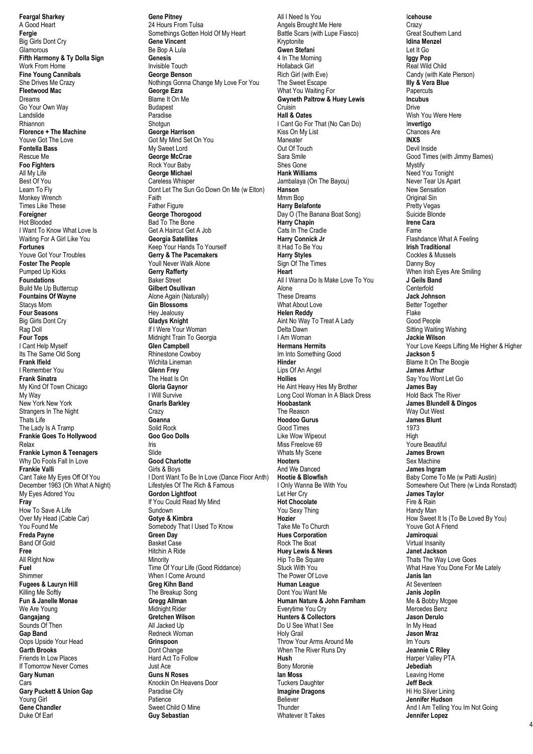**Feargal Sharkey**
A Good Heart
**Fergie**
Big Girls Dont Cry
Glamorous
**Fifth Harmony & Ty Dolla Sign**
Work From Home
**Fine Young Cannibals**
She Drives Me Crazy
**Fleetwood Mac**
Dreams
Go Your Own Way
Landslide
Rhiannon
**Florence + The Machine**
Youve Got The Love
**Fontella Bass**
Rescue Me
**Foo Fighters**
All My Life
Best Of You
Learn To Fly
Monkey Wrench
Times Like These
**Foreigner**
Hot Blooded
I Want To Know What Love Is
Waiting For A Girl Like You
**Fortunes**
Youve Got Your Troubles
**Foster The People**
Pumped Up Kicks
**Foundations**
Build Me Up Buttercup
**Fountains Of Wayne**
Stacys Mom
**Four Seasons**
Big Girls Dont Cry
Rag Doll
**Four Tops**
I Cant Help Myself
Its The Same Old Song
**Frank Ifield**
I Remember You
**Frank Sinatra**
My Kind Of Town Chicago
My Way
New York New York
Strangers In The Night
Thats Life
The Lady Is A Tramp
**Frankie Goes To Hollywood**
Relax
**Frankie Lymon & Teenagers**
Why Do Fools Fall In Love
**Frankie Valli**
Cant Take My Eyes Off Of You
December 1963 (Oh What A Night)
My Eyes Adored You
**Fray**
How To Save A Life
Over My Head (Cable Car)
You Found Me
**Freda Payne**
Band Of Gold
**Free**
All Right Now
**Fuel**
Shimmer
**Fugees & Lauryn Hill**
Killing Me Softly
**Fun & Janelle Monae**
We Are Young
**Gangajang**
Sounds Of Then
**Gap Band**
Oops Upside Your Head
**Garth Brooks**
Friends In Low Places
If Tomorrow Never Comes
**Gary Numan**
Cars
**Gary Puckett & Union Gap**
Young Girl
**Gene Chandler**
Duke Of Earl
**Gene Pitney**
24 Hours From Tulsa
Somethings Gotten Hold Of My Heart
**Gene Vincent**
Be Bop A Lula
**Genesis**
Invisible Touch
**George Benson**
Nothings Gonna Change My Love For You
**George Ezra**
Blame It On Me
Budapest
Paradise
Shotgun
**George Harrison**
Got My Mind Set On You
My Sweet Lord
**George McCrae**
Rock Your Baby
**George Michael**
Careless Whisper
Dont Let The Sun Go Down On Me (w Elton)
Faith
Father Figure
**George Thorogood**
Bad To The Bone
Get A Haircut Get A Job
**Georgia Satellites**
Keep Your Hands To Yourself
**Gerry & The Pacemakers**
Youll Never Walk Alone
**Gerry Rafferty**
Baker Street
**Gilbert Osullivan**
Alone Again (Naturally)
**Gin Blossoms**
Hey Jealousy
**Gladys Knight**
If I Were Your Woman
Midnight Train To Georgia
**Glen Campbell**
Rhinestone Cowboy
Wichita Lineman
**Glenn Frey**
The Heat Is On
**Gloria Gaynor**
I Will Survive
**Gnarls Barkley**
Crazy
**Goanna**
Solid Rock
**Goo Goo Dolls**
Iris
Slide
**Good Charlotte**
Girls & Boys
I Dont Want To Be In Love (Dance Floor Anth)
Lifestyles Of The Rich & Famous
**Gordon Lightfoot**
If You Could Read My Mind
Sundown
**Gotye & Kimbra**
Somebody That I Used To Know
**Green Day**
Basket Case
Hitchin A Ride
Minority
Time Of Your Life (Good Riddance)
When I Come Around
**Greg Kihn Band**
The Breakup Song
**Gregg Allman**
Midnight Rider
**Gretchen Wilson**
All Jacked Up
Redneck Woman
**Grinspoon**
Dont Change
Hard Act To Follow
Just Ace
**Guns N Roses**
Knockin On Heavens Door
Paradise City
Patience
Sweet Child O Mine
**Guy Sebastian**
All I Need Is You
Angels Brought Me Here
Battle Scars (with Lupe Fiasco)
Kryptonite
**Gwen Stefani**
4 In The Morning
Hollaback Girl
Rich Girl (with Eve)
The Sweet Escape
What You Waiting For
**Gwyneth Paltrow & Huey Lewis**
Cruisin
**Hall & Oates**
I Cant Go For That (No Can Do)
Kiss On My List
Maneater
Out Of Touch
Sara Smile
Shes Gone
**Hank Williams**
Jambalaya (On The Bayou)
**Hanson**
Mmm Bop
**Harry Belafonte**
Day O (The Banana Boat Song)
**Harry Chapin**
Cats In The Cradle
**Harry Connick Jr**
It Had To Be You
**Harry Styles**
Sign Of The Times
**Heart**
All I Wanna Do Is Make Love To You
Alone
These Dreams
What About Love
**Helen Reddy**
Aint No Way To Treat A Lady
Delta Dawn
I Am Woman
**Hermans Hermits**
Im Into Something Good
**Hinder**
Lips Of An Angel
**Hollies**
He Aint Heavy Hes My Brother
Long Cool Woman In A Black Dress
**Hoobastank**
The Reason
**Hoodoo Gurus**
Good Times
Like Wow Wipeout
Miss Freelove 69
Whats My Scene
**Hooters**
And We Danced
**Hootie & Blowfish**
I Only Wanna Be With You
Let Her Cry
**Hot Chocolate**
You Sexy Thing
**Hozier**
Take Me To Church
**Hues Corporation**
Rock The Boat
**Huey Lewis & News**
Hip To Be Square
Stuck With You
The Power Of Love
**Human League**
Dont You Want Me
**Human Nature & John Farnham**
Everytime You Cry
**Hunters & Collectors**
Do U See What I See
Holy Grail
Throw Your Arms Around Me
When The River Runs Dry
**Hush**
Bony Moronie
**Ian Moss**
Tuckers Daughter
**Imagine Dragons**
Believer
Thunder
Whatever It Takes
**Icehouse**
Crazy
Great Southern Land
**Idina Menzel**
Let It Go
**Iggy Pop**
Real Wild Child
Candy (with Kate Pierson)
**Illy & Vera Blue**
Papercuts
**Incubus**
Drive
Wish You Were Here
**Invertigo**
Chances Are
**INXS**
Devil Inside
Good Times (with Jimmy Barnes)
Mystify
Need You Tonight
Never Tear Us Apart
New Sensation
Original Sin
Pretty Vegas
Suicide Blonde
**Irene Cara**
Fame
Flashdance What A Feeling
**Irish Traditional**
Cockles & Mussels
Danny Boy
When Irish Eyes Are Smiling
**J Geils Band**
Centerfold
**Jack Johnson**
Better Together
Flake
Good People
Sitting Waiting Wishing
**Jackie Wilson**
Your Love Keeps Lifting Me Higher & Higher
**Jackson 5**
Blame It On The Boogie
**James Arthur**
Say You Wont Let Go
**James Bay**
Hold Back The River
**James Blundell & Dingos**
Way Out West
**James Blunt**
1973
High
Youre Beautiful
**James Brown**
Sex Machine
**James Ingram**
Baby Come To Me (w Patti Austin)
Somewhere Out There (w Linda Ronstadt)
**James Taylor**
Fire & Rain
Handy Man
How Sweet It Is (To Be Loved By You)
Youve Got A Friend
**Jamiroquai**
Virtual Insanity
**Janet Jackson**
Thats The Way Love Goes
What Have You Done For Me Lately
**Janis Ian**
At Seventeen
**Janis Joplin**
Me & Bobby Mcgee
Mercedes Benz
**Jason Derulo**
In My Head
**Jason Mraz**
Im Yours
**Jeannie C Riley**
Harper Valley PTA
**Jebediah**
Leaving Home
**Jeff Beck**
Hi Ho Silver Lining
**Jennifer Hudson**
And I Am Telling You Im Not Going
**Jennifer Lopez**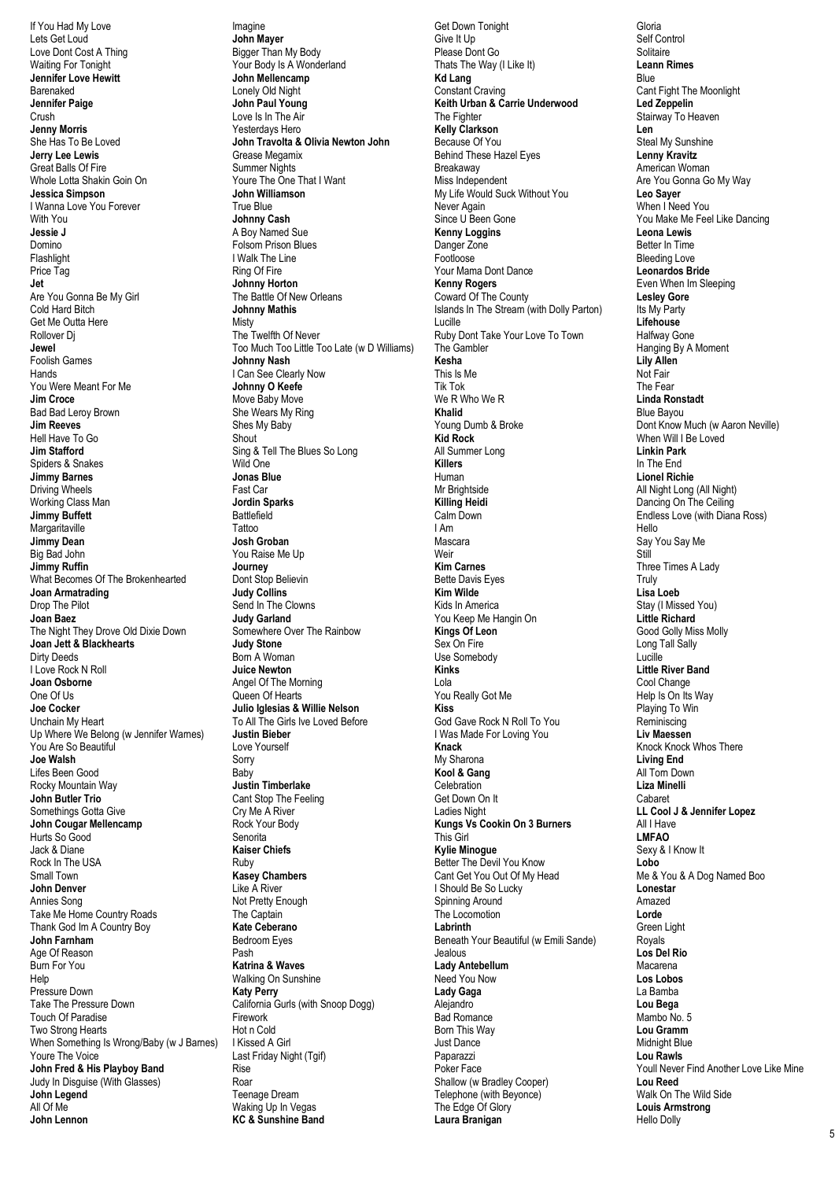If You Had My Love
Lets Get Loud
Love Dont Cost A Thing
Waiting For Tonight
**Jennifer Love Hewitt**
Barenaked
**Jennifer Paige**
Crush
**Jenny Morris**
She Has To Be Loved
**Jerry Lee Lewis**
Great Balls Of Fire
Whole Lotta Shakin Goin On
**Jessica Simpson**
I Wanna Love You Forever
With You
**Jessie J**
Domino
Flashlight
Price Tag
**Jet**
Are You Gonna Be My Girl
Cold Hard Bitch
Get Me Outta Here
Rollover Dj
**Jewel**
Foolish Games
Hands
You Were Meant For Me
**Jim Croce**
Bad Bad Leroy Brown
**Jim Reeves**
Hell Have To Go
**Jim Stafford**
Spiders & Snakes
**Jimmy Barnes**
Driving Wheels
Working Class Man
**Jimmy Buffett**
Margaritaville
**Jimmy Dean**
Big Bad John
**Jimmy Ruffin**
What Becomes Of The Brokenhearted
**Joan Armatrading**
Drop The Pilot
**Joan Baez**
The Night They Drove Old Dixie Down
**Joan Jett & Blackhearts**
Dirty Deeds
I Love Rock N Roll
**Joan Osborne**
One Of Us
**Joe Cocker**
Unchain My Heart
Up Where We Belong (w Jennifer Warnes)
You Are So Beautiful
**Joe Walsh**
Lifes Been Good
Rocky Mountain Way
**John Butler Trio**
Somethings Gotta Give
**John Cougar Mellencamp**
Hurts So Good
Jack & Diane
Rock In The USA
Small Town
**John Denver**
Annies Song
Take Me Home Country Roads
Thank God Im A Country Boy
**John Farnham**
Age Of Reason
Burn For You
Help
Pressure Down
Take The Pressure Down
Touch Of Paradise
Two Strong Hearts
When Something Is Wrong/Baby (w J Barnes)
Youre The Voice
**John Fred & His Playboy Band**
Judy In Disguise (With Glasses)
**John Legend**
All Of Me
**John Lennon**
Imagine
**John Mayer**
Bigger Than My Body
Your Body Is A Wonderland
**John Mellencamp**
Lonely Old Night
**John Paul Young**
Love Is In The Air
Yesterdays Hero
**John Travolta & Olivia Newton John**
Grease Megamix
Summer Nights
Youre The One That I Want
**John Williamson**
True Blue
**Johnny Cash**
A Boy Named Sue
Folsom Prison Blues
I Walk The Line
Ring Of Fire
**Johnny Horton**
The Battle Of New Orleans
**Johnny Mathis**
Misty
The Twelfth Of Never
Too Much Too Little Too Late (w D Williams)
**Johnny Nash**
I Can See Clearly Now
**Johnny O Keefe**
Move Baby Move
She Wears My Ring
Shes My Baby
Shout
Sing & Tell The Blues So Long
Wild One
**Jonas Blue**
Fast Car
**Jordin Sparks**
Battlefield
Tattoo
**Josh Groban**
You Raise Me Up
**Journey**
Dont Stop Believin
**Judy Collins**
Send In The Clowns
**Judy Garland**
Somewhere Over The Rainbow
**Judy Stone**
Born A Woman
**Juice Newton**
Angel Of The Morning
Queen Of Hearts
**Julio Iglesias & Willie Nelson**
To All The Girls Ive Loved Before
**Justin Bieber**
Love Yourself
Sorry
Baby
**Justin Timberlake**
Cant Stop The Feeling
Cry Me A River
Rock Your Body
Senorita
**Kaiser Chiefs**
Ruby
**Kasey Chambers**
Like A River
Not Pretty Enough
The Captain
**Kate Ceberano**
Bedroom Eyes
Pash
**Katrina & Waves**
Walking On Sunshine
**Katy Perry**
California Gurls (with Snoop Dogg)
Firework
Hot n Cold
I Kissed A Girl
Last Friday Night (Tgif)
Rise
Roar
Teenage Dream
Waking Up In Vegas
**KC & Sunshine Band**
Get Down Tonight
Give It Up
Please Dont Go
Thats The Way (I Like It)
**Kd Lang**
Constant Craving
**Keith Urban & Carrie Underwood**
The Fighter
**Kelly Clarkson**
Because Of You
Behind These Hazel Eyes
Breakaway
Miss Independent
My Life Would Suck Without You
Never Again
Since U Been Gone
**Kenny Loggins**
Danger Zone
Footloose
Your Mama Dont Dance
**Kenny Rogers**
Coward Of The County
Islands In The Stream (with Dolly Parton)
Lucille
Ruby Dont Take Your Love To Town
The Gambler
**Kesha**
This Is Me
Tik Tok
We R Who We R
**Khalid**
Young Dumb & Broke
**Kid Rock**
All Summer Long
**Killers**
Human
Mr Brightside
**Killing Heidi**
Calm Down
I Am
Mascara
Weir
**Kim Carnes**
Bette Davis Eyes
**Kim Wilde**
Kids In America
You Keep Me Hangin On
**Kings Of Leon**
Sex On Fire
Use Somebody
**Kinks**
Lola
You Really Got Me
**Kiss**
God Gave Rock N Roll To You
I Was Made For Loving You
**Knack**
My Sharona
**Kool & Gang**
Celebration
Get Down On It
Ladies Night
**Kungs Vs Cookin On 3 Burners**
This Girl
**Kylie Minogue**
Better The Devil You Know
Cant Get You Out Of My Head
I Should Be So Lucky
Spinning Around
The Locomotion
**Labrinth**
Beneath Your Beautiful (w Emili Sande)
Jealous
**Lady Antebellum**
Need You Now
**Lady Gaga**
Alejandro
Bad Romance
Born This Way
Just Dance
Paparazzi
Poker Face
Shallow (w Bradley Cooper)
Telephone (with Beyonce)
The Edge Of Glory
**Laura Branigan**
Gloria
Self Control
Solitaire
**Leann Rimes**
Blue
Cant Fight The Moonlight
**Led Zeppelin**
Stairway To Heaven
**Len**
Steal My Sunshine
**Lenny Kravitz**
American Woman
Are You Gonna Go My Way
**Leo Sayer**
When I Need You
You Make Me Feel Like Dancing
**Leona Lewis**
Better In Time
Bleeding Love
**Leonardos Bride**
Even When Im Sleeping
**Lesley Gore**
Its My Party
**Lifehouse**
Halfway Gone
Hanging By A Moment
**Lily Allen**
Not Fair
The Fear
**Linda Ronstadt**
Blue Bayou
Dont Know Much (w Aaron Neville)
When Will I Be Loved
**Linkin Park**
In The End
**Lionel Richie**
All Night Long (All Night)
Dancing On The Ceiling
Endless Love (with Diana Ross)
Hello
Say You Say Me
Still
Three Times A Lady
Truly
**Lisa Loeb**
Stay (I Missed You)
**Little Richard**
Good Golly Miss Molly
Long Tall Sally
Lucille
**Little River Band**
Cool Change
Help Is On Its Way
Playing To Win
Reminiscing
**Liv Maessen**
Knock Knock Whos There
**Living End**
All Torn Down
**Liza Minelli**
Cabaret
**LL Cool J & Jennifer Lopez**
All I Have
**LMFAO**
Sexy & I Know It
**Lobo**
Me & You & A Dog Named Boo
**Lonestar**
Amazed
**Lorde**
Green Light
Royals
**Los Del Rio**
Macarena
**Los Lobos**
La Bamba
**Lou Bega**
Mambo No. 5
**Lou Gramm**
Midnight Blue
**Lou Rawls**
Youll Never Find Another Love Like Mine
**Lou Reed**
Walk On The Wild Side
**Louis Armstrong**
Hello Dolly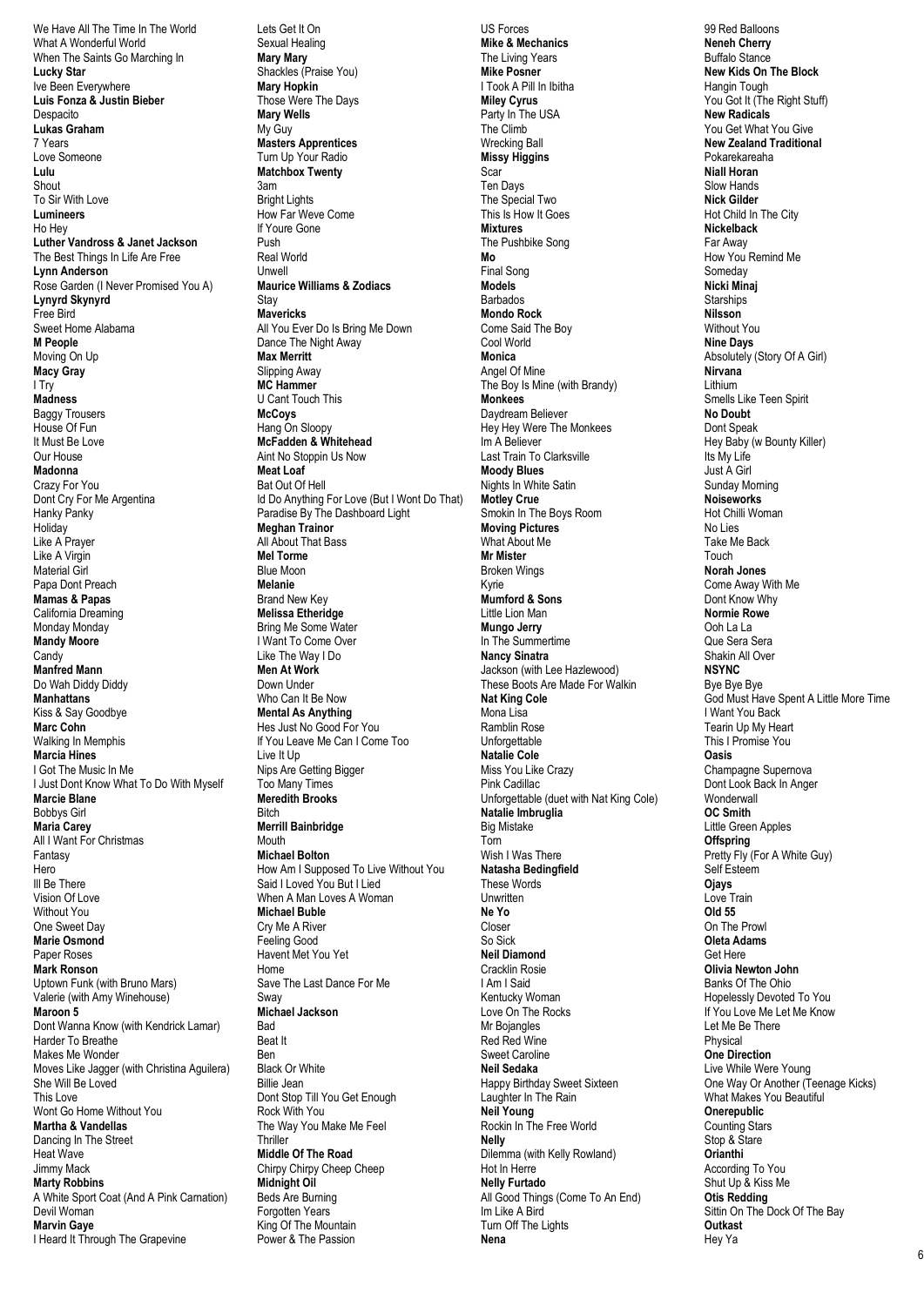We Have All The Time In The World
What A Wonderful World
When The Saints Go Marching In
**Lucky Star**
Ive Been Everywhere
**Luis Fonza & Justin Bieber**
Despacito
**Lukas Graham**
7 Years
Love Someone
**Lulu**
Shout
To Sir With Love
**Lumineers**
Ho Hey
**Luther Vandross & Janet Jackson**
The Best Things In Life Are Free
**Lynn Anderson**
Rose Garden (I Never Promised You A)
**Lynyrd Skynyrd**
Free Bird
Sweet Home Alabama
**M People**
Moving On Up
**Macy Gray**
I Try
**Madness**
Baggy Trousers
House Of Fun
It Must Be Love
Our House
**Madonna**
Crazy For You
Dont Cry For Me Argentina
Hanky Panky
Holiday
Like A Prayer
Like A Virgin
Material Girl
Papa Dont Preach
**Mamas & Papas**
California Dreaming
Monday Monday
**Mandy Moore**
Candy
**Manfred Mann**
Do Wah Diddy Diddy
**Manhattans**
Kiss & Say Goodbye
**Marc Cohn**
Walking In Memphis
**Marcia Hines**
I Got The Music In Me
I Just Dont Know What To Do With Myself
**Marcie Blane**
Bobbys Girl
**Maria Carey**
All I Want For Christmas
Fantasy
Hero
Ill Be There
Vision Of Love
Without You
One Sweet Day
**Marie Osmond**
Paper Roses
**Mark Ronson**
Uptown Funk (with Bruno Mars)
Valerie (with Amy Winehouse)
**Maroon 5**
Dont Wanna Know (with Kendrick Lamar)
Harder To Breathe
Makes Me Wonder
Moves Like Jagger (with Christina Aguilera)
She Will Be Loved
This Love
Wont Go Home Without You
**Martha & Vandellas**
Dancing In The Street
Heat Wave
Jimmy Mack
**Marty Robbins**
A White Sport Coat (And A Pink Carnation)
Devil Woman
**Marvin Gaye**
I Heard It Through The Grapevine
Lets Get It On
Sexual Healing
**Mary Mary**
Shackles (Praise You)
**Mary Hopkin**
Those Were The Days
**Mary Wells**
My Guy
**Masters Apprentices**
Turn Up Your Radio
**Matchbox Twenty**
3am
Bright Lights
How Far Weve Come
If Youre Gone
Push
Real World
Unwell
**Maurice Williams & Zodiacs**
Stay
**Mavericks**
All You Ever Do Is Bring Me Down
Dance The Night Away
**Max Merritt**
Slipping Away
**MC Hammer**
U Cant Touch This
**McCoys**
Hang On Sloopy
**McFadden & Whitehead**
Aint No Stoppin Us Now
**Meat Loaf**
Bat Out Of Hell
Id Do Anything For Love (But I Wont Do That)
Paradise By The Dashboard Light
**Meghan Trainor**
All About That Bass
**Mel Torme**
Blue Moon
**Melanie**
Brand New Key
**Melissa Etheridge**
Bring Me Some Water
I Want To Come Over
Like The Way I Do
**Men At Work**
Down Under
Who Can It Be Now
**Mental As Anything**
Hes Just No Good For You
If You Leave Me Can I Come Too
Live It Up
Nips Are Getting Bigger
Too Many Times
**Meredith Brooks**
Bitch
**Merrill Bainbridge**
Mouth
**Michael Bolton**
How Am I Supposed To Live Without You
Said I Loved You But I Lied
When A Man Loves A Woman
**Michael Buble**
Cry Me A River
Feeling Good
Havent Met You Yet
Home
Save The Last Dance For Me
Sway
**Michael Jackson**
Bad
Beat It
Ben
Black Or White
Billie Jean
Dont Stop Till You Get Enough
Rock With You
The Way You Make Me Feel
Thriller
**Middle Of The Road**
Chirpy Chirpy Cheep Cheep
**Midnight Oil**
Beds Are Burning
Forgotten Years
King Of The Mountain
Power & The Passion
US Forces
**Mike & Mechanics**
The Living Years
**Mike Posner**
I Took A Pill In Ibitha
**Miley Cyrus**
Party In The USA
The Climb
Wrecking Ball
**Missy Higgins**
Scar
Ten Days
The Special Two
This Is How It Goes
**Mixtures**
The Pushbike Song
**Mo**
Final Song
**Models**
Barbados
**Mondo Rock**
Come Said The Boy
Cool World
**Monica**
Angel Of Mine
The Boy Is Mine (with Brandy)
**Monkees**
Daydream Believer
Hey Hey Were The Monkees
Im A Believer
Last Train To Clarksville
**Moody Blues**
Nights In White Satin
**Motley Crue**
Smokin In The Boys Room
**Moving Pictures**
What About Me
**Mr Mister**
Broken Wings
Kyrie
**Mumford & Sons**
Little Lion Man
**Mungo Jerry**
In The Summertime
**Nancy Sinatra**
Jackson (with Lee Hazlewood)
These Boots Are Made For Walkin
**Nat King Cole**
Mona Lisa
Ramblin Rose
Unforgettable
**Natalie Cole**
Miss You Like Crazy
Pink Cadillac
Unforgettable (duet with Nat King Cole)
**Natalie Imbruglia**
Big Mistake
Torn
Wish I Was There
**Natasha Bedingfield**
These Words
Unwritten
**Ne Yo**
Closer
So Sick
**Neil Diamond**
Cracklin Rosie
I Am I Said
Kentucky Woman
Love On The Rocks
Mr Bojangles
Red Red Wine
Sweet Caroline
**Neil Sedaka**
Happy Birthday Sweet Sixteen
Laughter In The Rain
**Neil Young**
Rockin In The Free World
**Nelly**
Dilemma (with Kelly Rowland)
Hot In Herre
**Nelly Furtado**
All Good Things (Come To An End)
Im Like A Bird
Turn Off The Lights
**Nena**
99 Red Balloons
**Neneh Cherry**
Buffalo Stance
**New Kids On The Block**
Hangin Tough
You Got It (The Right Stuff)
**New Radicals**
You Get What You Give
**New Zealand Traditional**
Pokarekareaha
**Niall Horan**
Slow Hands
**Nick Gilder**
Hot Child In The City
**Nickelback**
Far Away
How You Remind Me
Someday
**Nicki Minaj**
Starships
**Nilsson**
Without You
**Nine Days**
Absolutely (Story Of A Girl)
**Nirvana**
Lithium
Smells Like Teen Spirit
**No Doubt**
Dont Speak
Hey Baby (w Bounty Killer)
Its My Life
Just A Girl
Sunday Morning
**Noiseworks**
Hot Chilli Woman
No Lies
Take Me Back
Touch
**Norah Jones**
Come Away With Me
Dont Know Why
**Normie Rowe**
Ooh La La
Que Sera Sera
Shakin All Over
**NSYNC**
Bye Bye Bye
God Must Have Spent A Little More Time
I Want You Back
Tearin Up My Heart
This I Promise You
**Oasis**
Champagne Supernova
Dont Look Back In Anger
Wonderwall
**OC Smith**
Little Green Apples
**Offspring**
Pretty Fly (For A White Guy)
Self Esteem
**Ojays**
Love Train
**Old 55**
On The Prowl
**Oleta Adams**
Get Here
**Olivia Newton John**
Banks Of The Ohio
Hopelessly Devoted To You
If You Love Me Let Me Know
Let Me Be There
Physical
**One Direction**
Live While Were Young
One Way Or Another (Teenage Kicks)
What Makes You Beautiful
**Onerepublic**
Counting Stars
Stop & Stare
**Orianthi**
According To You
Shut Up & Kiss Me
**Otis Redding**
Sittin On The Dock Of The Bay
**Outkast**
Hey Ya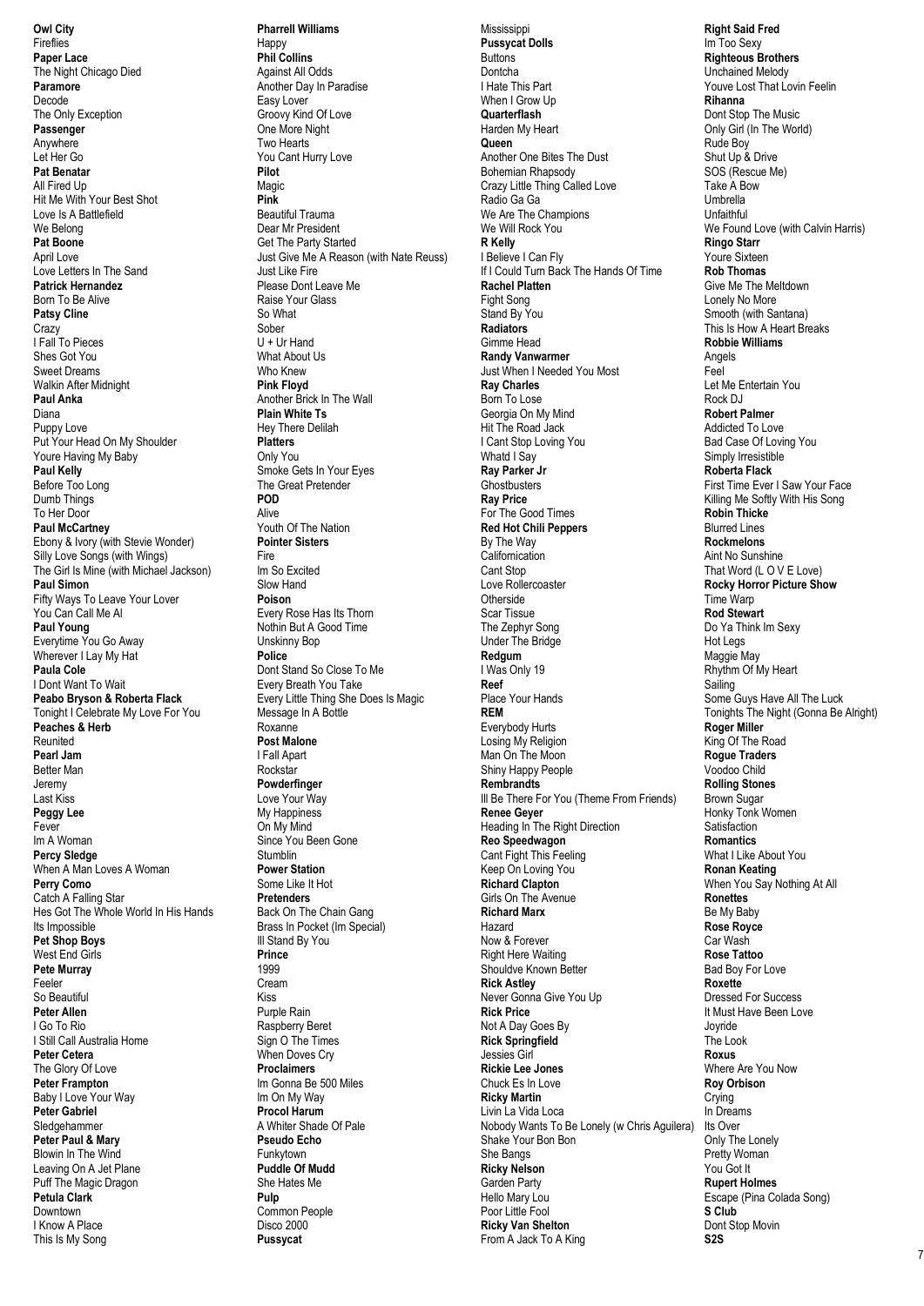**Owl City**
Fireflies
**Paper Lace**
The Night Chicago Died
**Paramore**
Decode
The Only Exception
**Passenger**
Anywhere
Let Her Go
**Pat Benatar**
All Fired Up
Hit Me With Your Best Shot
Love Is A Battlefield
We Belong
**Pat Boone**
April Love
Love Letters In The Sand
**Patrick Hernandez**
Born To Be Alive
**Patsy Cline**
Crazy
I Fall To Pieces
Shes Got You
Sweet Dreams
Walkin After Midnight
**Paul Anka**
Diana
Puppy Love
Put Your Head On My Shoulder
Youre Having My Baby
**Paul Kelly**
Before Too Long
Dumb Things
To Her Door
**Paul McCartney**
Ebony & Ivory (with Stevie Wonder)
Silly Love Songs (with Wings)
The Girl Is Mine (with Michael Jackson)
**Paul Simon**
Fifty Ways To Leave Your Lover
You Can Call Me Al
**Paul Young**
Everytime You Go Away
Wherever I Lay My Hat
**Paula Cole**
I Dont Want To Wait
**Peabo Bryson & Roberta Flack**
Tonight I Celebrate My Love For You
**Peaches & Herb**
Reunited
**Pearl Jam**
Better Man
Jeremy
Last Kiss
**Peggy Lee**
Fever
Im A Woman
**Percy Sledge**
When A Man Loves A Woman
**Perry Como**
Catch A Falling Star
Hes Got The Whole World In His Hands
Its Impossible
**Pet Shop Boys**
West End Girls
**Pete Murray**
Feeler
So Beautiful
**Peter Allen**
I Go To Rio
I Still Call Australia Home
**Peter Cetera**
The Glory Of Love
**Peter Frampton**
Baby I Love Your Way
**Peter Gabriel**
Sledgehammer
**Peter Paul & Mary**
Blowin In The Wind
Leaving On A Jet Plane
Puff The Magic Dragon
**Petula Clark**
Downtown
I Know A Place
This Is My Song

**Pharrell Williams**
Happy
**Phil Collins**
Against All Odds
Another Day In Paradise
Easy Lover
Groovy Kind Of Love
One More Night
Two Hearts
You Cant Hurry Love
**Pilot**
Magic
**Pink**
Beautiful Trauma
Dear Mr President
Get The Party Started
Just Give Me A Reason (with Nate Reuss)
Just Like Fire
Please Dont Leave Me
Raise Your Glass
So What
Sober
U + Ur Hand
What About Us
Who Knew
**Pink Floyd**
Another Brick In The Wall
**Plain White Ts**
Hey There Delilah
**Platters**
Only You
Smoke Gets In Your Eyes
The Great Pretender
**POD**
Alive
Youth Of The Nation
**Pointer Sisters**
Fire
Im So Excited
Slow Hand
**Poison**
Every Rose Has Its Thorn
Nothin But A Good Time
Unskinny Bop
**Police**
Dont Stand So Close To Me
Every Breath You Take
Every Little Thing She Does Is Magic
Message In A Bottle
Roxanne
**Post Malone**
I Fall Apart
Rockstar
**Powderfinger**
Love Your Way
My Happiness
On My Mind
Since You Been Gone
Stumblin
**Power Station**
Some Like It Hot
**Pretenders**
Back On The Chain Gang
Brass In Pocket (Im Special)
Ill Stand By You
**Prince**
1999
Cream
Kiss
Purple Rain
Raspberry Beret
Sign O The Times
When Doves Cry
**Proclaimers**
Im Gonna Be 500 Miles
Im On My Way
**Procol Harum**
A Whiter Shade Of Pale
**Pseudo Echo**
Funkytown
**Puddle Of Mudd**
She Hates Me
**Pulp**
Common People
Disco 2000
**Pussycat**
Mississippi
**Pussycat Dolls**
Buttons
Dontcha
I Hate This Part
When I Grow Up
**Quarterflash**
Harden My Heart
**Queen**
Another One Bites The Dust
Bohemian Rhapsody
Crazy Little Thing Called Love
Radio Ga Ga
We Are The Champions
We Will Rock You
**R Kelly**
I Believe I Can Fly
If I Could Turn Back The Hands Of Time
**Rachel Platten**
Fight Song
Stand By You
**Radiators**
Gimme Head
**Randy Vanwarmer**
Just When I Needed You Most
**Ray Charles**
Born To Lose
Georgia On My Mind
Hit The Road Jack
I Cant Stop Loving You
Whatd I Say
**Ray Parker Jr**
Ghostbusters
**Ray Price**
For The Good Times
**Red Hot Chili Peppers**
By The Way
Californication
Cant Stop
Love Rollercoaster
Otherside
Scar Tissue
The Zephyr Song
Under The Bridge
**Redgum**
I Was Only 19
**Reef**
Place Your Hands
**REM**
Everybody Hurts
Losing My Religion
Man On The Moon
Shiny Happy People
**Rembrandts**
Ill Be There For You (Theme From Friends)
**Renee Geyer**
Heading In The Right Direction
**Reo Speedwagon**
Cant Fight This Feeling
Keep On Loving You
**Richard Clapton**
Girls On The Avenue
**Richard Marx**
Hazard
Now & Forever
Right Here Waiting
Shouldve Known Better
**Rick Astley**
Never Gonna Give You Up
**Rick Price**
Not A Day Goes By
**Rick Springfield**
Jessies Girl
**Rickie Lee Jones**
Chuck Es In Love
**Ricky Martin**
Livin La Vida Loca
Nobody Wants To Be Lonely (w Chris Aguilera)
Shake Your Bon Bon
She Bangs
**Ricky Nelson**
Garden Party
Hello Mary Lou
Poor Little Fool
**Ricky Van Shelton**
From A Jack To A King

**Right Said Fred**
Im Too Sexy
**Righteous Brothers**
Unchained Melody
Youve Lost That Lovin Feelin
**Rihanna**
Dont Stop The Music
Only Girl (In The World)
Rude Boy
Shut Up & Drive
SOS (Rescue Me)
Take A Bow
Umbrella
Unfaithful
We Found Love (with Calvin Harris)
**Ringo Starr**
Youre Sixteen
**Rob Thomas**
Give Me The Meltdown
Lonely No More
Smooth (with Santana)
This Is How A Heart Breaks
**Robbie Williams**
Angels
Feel
Let Me Entertain You
Rock DJ
**Robert Palmer**
Addicted To Love
Bad Case Of Loving You
Simply Irresistible
**Roberta Flack**
First Time Ever I Saw Your Face
Killing Me Softly With His Song
**Robin Thicke**
Blurred Lines
**Rockmelons**
Aint No Sunshine
That Word (L O V E Love)
**Rocky Horror Picture Show**
Time Warp
**Rod Stewart**
Do Ya Think Im Sexy
Hot Legs
Maggie May
Rhythm Of My Heart
Sailing
Some Guys Have All The Luck
Tonights The Night (Gonna Be Alright)
**Roger Miller**
King Of The Road
**Rogue Traders**
Voodoo Child
**Rolling Stones**
Brown Sugar
Honky Tonk Women
Satisfaction
**Romantics**
What I Like About You
**Ronan Keating**
When You Say Nothing At All
**Ronettes**
Be My Baby
**Rose Royce**
Car Wash
**Rose Tattoo**
Bad Boy For Love
**Roxette**
Dressed For Success
It Must Have Been Love
Joyride
The Look
**Roxus**
Where Are You Now
**Roy Orbison**
Crying
In Dreams
Its Over
Only The Lonely
Pretty Woman
You Got It
**Rupert Holmes**
Escape (Pina Colada Song)
**S Club**
Dont Stop Movin
**S2S**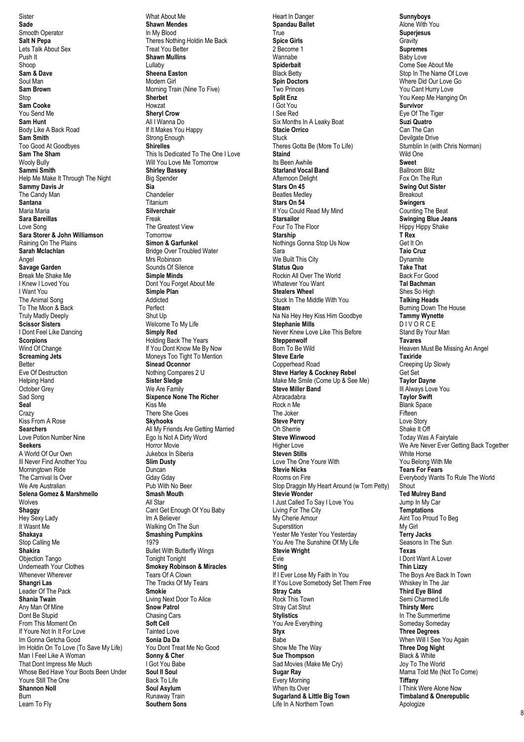Sister
**Sade**
Smooth Operator
**Salt N Pepa**
Lets Talk About Sex
Push It
Shoop
**Sam & Dave**
Soul Man
**Sam Brown**
Stop
**Sam Cooke**
You Send Me
**Sam Hunt**
Body Like A Back Road
**Sam Smith**
Too Good At Goodbyes
**Sam The Sham**
Wooly Bully
**Sammi Smith**
Help Me Make It Through The Night
**Sammy Davis Jr**
The Candy Man
**Santana**
Maria Maria
**Sara Bareillas**
Love Song
**Sara Storer & John Williamson**
Raining On The Plains
**Sarah Mclachlan**
Angel
**Savage Garden**
Break Me Shake Me
I Knew I Loved You
I Want You
The Animal Song
To The Moon & Back
Truly Madly Deeply
**Scissor Sisters**
I Dont Feel Like Dancing
**Scorpions**
Wind Of Change
**Screaming Jets**
Better
Eve Of Destruction
Helping Hand
October Grey
Sad Song
**Seal**
Crazy
Kiss From A Rose
**Searchers**
Love Potion Number Nine
**Seekers**
A World Of Our Own
Ill Never Find Another You
Morningtown Ride
The Carnival Is Over
We Are Australian
**Selena Gomez & Marshmello**
Wolves
**Shaggy**
Hey Sexy Lady
It Wasnt Me
**Shakaya**
Stop Calling Me
**Shakira**
Objection Tango
Underneath Your Clothes
Whenever Wherever
**Shangri Las**
Leader Of The Pack
**Shania Twain**
Any Man Of Mine
Dont Be Stupid
From This Moment On
If Youre Not In It For Love
Im Gonna Getcha Good
Im Holdin On To Love (To Save My Life)
Man I Feel Like A Woman
That Dont Impress Me Much
Whose Bed Have Your Boots Been Under
Youre Still The One
**Shannon Noll**
Burn
Learn To Fly
What About Me
**Shawn Mendes**
In My Blood
Theres Nothing Holdin Me Back
Treat You Better
**Shawn Mullins**
Lullaby
**Sheena Easton**
Modern Girl
Morning Train (Nine To Five)
**Sherbet**
Howzat
**Sheryl Crow**
All I Wanna Do
If It Makes You Happy
Strong Enough
**Shirelles**
This Is Dedicated To The One I Love
Will You Love Me Tomorrow
**Shirley Bassey**
Big Spender
**Sia**
Chandelier
Titanium
**Silverchair**
Freak
The Greatest View
Tomorrow
**Simon & Garfunkel**
Bridge Over Troubled Water
Mrs Robinson
Sounds Of Silence
**Simple Minds**
Dont You Forget About Me
**Simple Plan**
Addicted
Perfect
Shut Up
Welcome To My Life
**Simply Red**
Holding Back The Years
If You Dont Know Me By Now
Moneys Too Tight To Mention
**Sinead Oconnor**
Nothing Compares 2 U
**Sister Sledge**
We Are Family
**Sixpence None The Richer**
Kiss Me
There She Goes
**Skyhooks**
All My Friends Are Getting Married
Ego Is Not A Dirty Word
Horror Movie
Jukebox In Siberia
**Slim Dusty**
Duncan
Gday Gday
Pub With No Beer
**Smash Mouth**
All Star
Cant Get Enough Of You Baby
Im A Believer
Walking On The Sun
**Smashing Pumpkins**
1979
Bullet With Butterfly Wings
Tonight Tonight
**Smokey Robinson & Miracles**
Tears Of A Clown
The Tracks Of My Tears
**Smokie**
Living Next Door To Alice
**Snow Patrol**
Chasing Cars
**Soft Cell**
Tainted Love
**Sonia Da Da**
You Dont Treat Me No Good
**Sonny & Cher**
I Got You Babe
**Soul II Soul**
Back To Life
**Soul Asylum**
Runaway Train
**Southern Sons**
Heart In Danger
**Spandau Ballet**
True
**Spice Girls**
2 Become 1
Wannabe
**Spiderbait**
Black Betty
**Spin Doctors**
Two Princes
**Split Enz**
I Got You
I See Red
Six Months In A Leaky Boat
**Stacie Orrico**
Stuck
Theres Gotta Be (More To Life)
**Staind**
Its Been Awhile
**Starland Vocal Band**
Afternoon Delight
**Stars On 45**
Beatles Medley
**Stars On 54**
If You Could Read My Mind
**Starsailor**
Four To The Floor
**Starship**
Nothings Gonna Stop Us Now
Sara
We Built This City
**Status Quo**
Rockin All Over The World
Whatever You Want
**Stealers Wheel**
Stuck In The Middle With You
**Steam**
Na Na Hey Hey Kiss Him Goodbye
**Stephanie Mills**
Never Knew Love Like This Before
**Steppenwolf**
Born To Be Wild
**Steve Earle**
Copperhead Road
**Steve Harley & Cockney Rebel**
Make Me Smile (Come Up & See Me)
**Steve Miller Band**
Abracadabra
Rock n Me
The Joker
**Steve Perry**
Oh Sherrie
**Steve Winwood**
Higher Love
**Steven Stills**
Love The One Youre With
**Stevie Nicks**
Rooms on Fire
Stop Draggin My Heart Around (w Tom Petty)
**Stevie Wonder**
I Just Called To Say I Love You
Living For The City
My Cherie Amour
Superstition
Yester Me Yester You Yesterday
You Are The Sunshine Of My Life
**Stevie Wright**
Evie
**Sting**
If I Ever Lose My Faith In You
If You Love Somebody Set Them Free
**Stray Cats**
Rock This Town
Stray Cat Strut
**Stylistics**
You Are Everything
**Styx**
Babe
Show Me The Way
**Sue Thompson**
Sad Movies (Make Me Cry)
**Sugar Ray**
Every Morning
When Its Over
**Sugarland & Little Big Town**
Life In A Northern Town
**Sunnyboys**
Alone With You
**Superjesus**
Gravity
**Supremes**
Baby Love
Come See About Me
Stop In The Name Of Love
Where Did Our Love Go
You Cant Hurry Love
You Keep Me Hanging On
**Survivor**
Eye Of The Tiger
**Suzi Quatro**
Can The Can
Devilgate Drive
Stumblin In (with Chris Norman)
Wild One
**Sweet**
Ballroom Blitz
Fox On The Run
**Swing Out Sister**
Breakout
**Swingers**
Counting The Beat
**Swinging Blue Jeans**
Hippy Hippy Shake
**T Rex**
Get It On
**Taio Cruz**
Dynamite
**Take That**
Back For Good
**Tal Bachman**
Shes So High
**Talking Heads**
Burning Down The House
**Tammy Wynette**
D I V O R C E
Stand By Your Man
**Tavares**
Heaven Must Be Missing An Angel
**Taxiride**
Creeping Up Slowly
Get Set
**Taylor Dayne**
Ill Always Love You
**Taylor Swift**
Blank Space
Fifteen
Love Story
Shake It Off
Today Was A Fairytale
We Are Never Ever Getting Back Together
White Horse
You Belong With Me
**Tears For Fears**
Everybody Wants To Rule The World
Shout
**Ted Mulrey Band**
Jump In My Car
**Temptations**
Aint Too Proud To Beg
My Girl
**Terry Jacks**
Seasons In The Sun
**Texas**
I Dont Want A Lover
**Thin Lizzy**
The Boys Are Back In Town
Whiskey In The Jar
**Third Eye Blind**
Semi Charmed Life
**Thirsty Merc**
In The Summertime
Someday Someday
**Three Degrees**
When Will I See You Again
**Three Dog Night**
Black & White
Joy To The World
Mama Told Me (Not To Come)
**Tiffany**
I Think Were Alone Now
**Timbaland & Onerepublic**
Apologize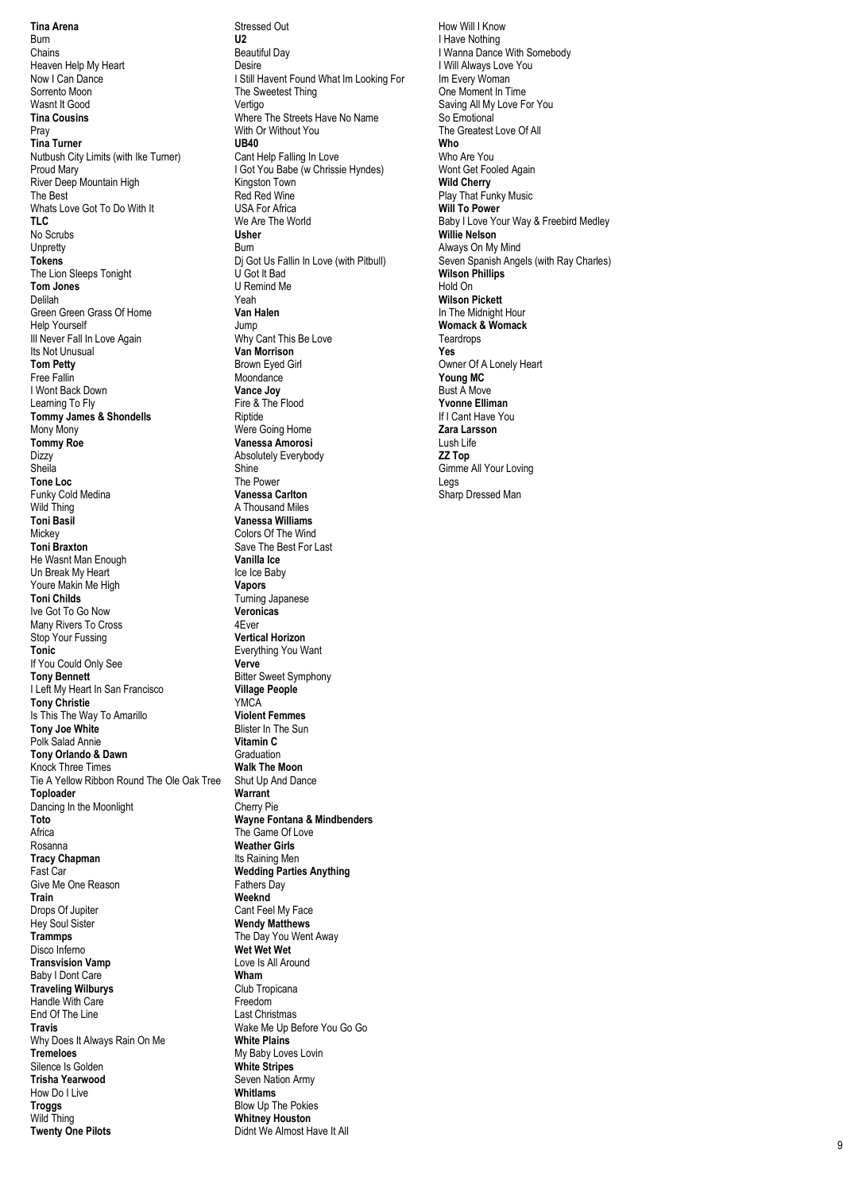**Tina Arena**
Burn
Chains
Heaven Help My Heart
Now I Can Dance
Sorrento Moon
Wasnt It Good
**Tina Cousins**
Pray
**Tina Turner**
Nutbush City Limits (with Ike Turner)
Proud Mary
River Deep Mountain High
The Best
Whats Love Got To Do With It
**TLC**
No Scrubs
Unpretty
**Tokens**
The Lion Sleeps Tonight
**Tom Jones**
Delilah
Green Green Grass Of Home
Help Yourself
Ill Never Fall In Love Again
Its Not Unusual
**Tom Petty**
Free Fallin
I Wont Back Down
Learning To Fly
**Tommy James & Shondells**
Mony Mony
**Tommy Roe**
Dizzy
Sheila
**Tone Loc**
Funky Cold Medina
Wild Thing
**Toni Basil**
Mickey
**Toni Braxton**
He Wasnt Man Enough
Un Break My Heart
Youre Makin Me High
**Toni Childs**
Ive Got To Go Now
Many Rivers To Cross
Stop Your Fussing
**Tonic**
If You Could Only See
**Tony Bennett**
I Left My Heart In San Francisco
**Tony Christie**
Is This The Way To Amarillo
**Tony Joe White**
Polk Salad Annie
**Tony Orlando & Dawn**
Knock Three Times
Tie A Yellow Ribbon Round The Ole Oak Tree
**Toploader**
Dancing In the Moonlight
**Toto**
Africa
Rosanna
**Tracy Chapman**
Fast Car
Give Me One Reason
**Train**
Drops Of Jupiter
Hey Soul Sister
**Trammps**
Disco Inferno
**Transvision Vamp**
Baby I Dont Care
**Traveling Wilburys**
Handle With Care
End Of The Line
**Travis**
Why Does It Always Rain On Me
**Tremeloes**
Silence Is Golden
**Trisha Yearwood**
How Do I Live
**Troggs**
Wild Thing
**Twenty One Pilots**
Stressed Out
**U2**
Beautiful Day
Desire
I Still Havent Found What Im Looking For
The Sweetest Thing
Vertigo
Where The Streets Have No Name
With Or Without You
**UB40**
Cant Help Falling In Love
I Got You Babe (w Chrissie Hyndes)
Kingston Town
Red Red Wine
USA For Africa
We Are The World
**Usher**
Burn
Dj Got Us Fallin In Love (with Pitbull)
U Got It Bad
U Remind Me
Yeah
**Van Halen**
Jump
Why Cant This Be Love
**Van Morrison**
Brown Eyed Girl
Moondance
**Vance Joy**
Fire & The Flood
Riptide
Were Going Home
**Vanessa Amorosi**
Absolutely Everybody
Shine
The Power
**Vanessa Carlton**
A Thousand Miles
**Vanessa Williams**
Colors Of The Wind
Save The Best For Last
**Vanilla Ice**
Ice Ice Baby
**Vapors**
Turning Japanese
**Veronicas**
4Ever
**Vertical Horizon**
Everything You Want
**Verve**
Bitter Sweet Symphony
**Village People**
YMCA
**Violent Femmes**
Blister In The Sun
**Vitamin C**
Graduation
**Walk The Moon**
Shut Up And Dance
**Warrant**
Cherry Pie
**Wayne Fontana & Mindbenders**
The Game Of Love
**Weather Girls**
Its Raining Men
**Wedding Parties Anything**
Fathers Day
**Weeknd**
Cant Feel My Face
**Wendy Matthews**
The Day You Went Away
**Wet Wet Wet**
Love Is All Around
**Wham**
Club Tropicana
Freedom
Last Christmas
Wake Me Up Before You Go Go
**White Plains**
My Baby Loves Lovin
**White Stripes**
Seven Nation Army
**Whitlams**
Blow Up The Pokies
**Whitney Houston**
Didnt We Almost Have It All
How Will I Know
I Have Nothing
I Wanna Dance With Somebody
I Will Always Love You
Im Every Woman
One Moment In Time
Saving All My Love For You
So Emotional
The Greatest Love Of All
**Who**
Who Are You
Wont Get Fooled Again
**Wild Cherry**
Play That Funky Music
**Will To Power**
Baby I Love Your Way & Freebird Medley
**Willie Nelson**
Always On My Mind
Seven Spanish Angels (with Ray Charles)
**Wilson Phillips**
Hold On
**Wilson Pickett**
In The Midnight Hour
**Womack & Womack**
Teardrops
**Yes**
Owner Of A Lonely Heart
**Young MC**
Bust A Move
**Yvonne Elliman**
If I Cant Have You
**Zara Larsson**
Lush Life
**ZZ Top**
Gimme All Your Loving
Legs
Sharp Dressed Man